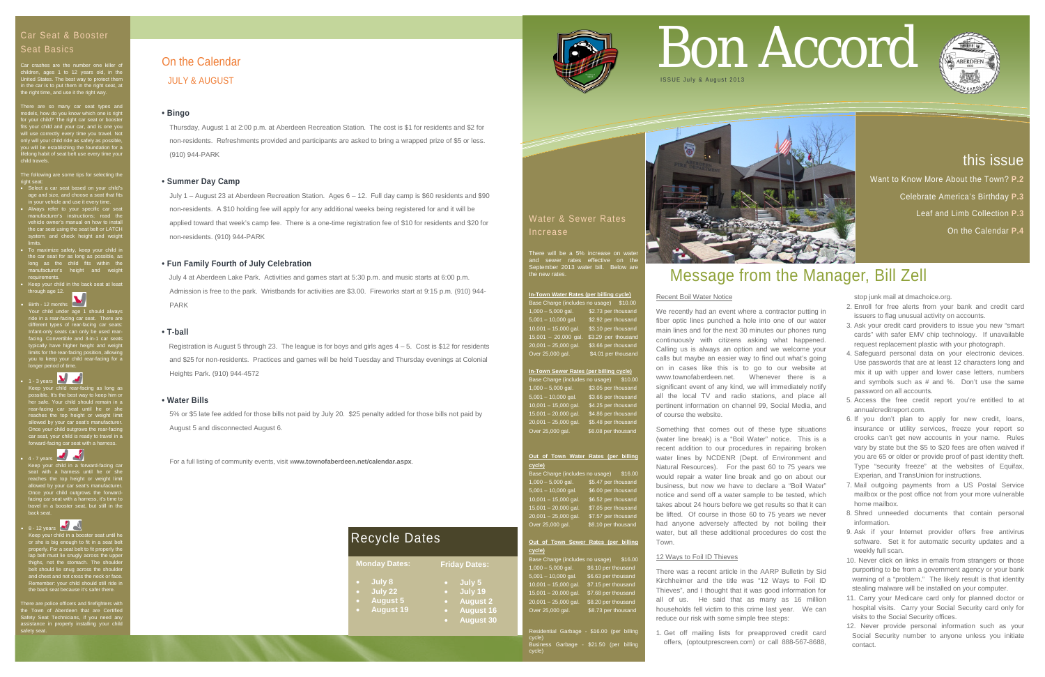# Bon Accord

ISSUE July & August 2013

## this issue

Want to Know More About the Town? P.2

Celebrate America's Birthday P.3

Leaf and Limb Collection P.3

On the Calendar P.4

## Car Seat & Booster Seat Basics

Car crashes are the number one killer of children, ages 1 to 12 years old, in the United States. The best way to protect them in the car is to put them in the right seat, at the right time, and use it the right way.

There are so many car seat types and models, how do you know which one is right for your child? The right car seat or booster fits your child and your car, and is one you will use correctly every time you travel. Not only will your child ride as safely as possible, you will be establishing the foundation for a lifelong habit of seat belt use every time your child travels.

The following are some tips for selecting the right seat:

- Select a car seat based on your child's age and size, and choose a seat that fits in your vehicle and use it every time.
- Always refer to your specific car seat manufacturer's instructions; read the vehicle owner's manual on how to install the car seat using the seat belt or LATCH system; and check height and weight limits.
- To maximize safety, keep your child in the car seat for as long as possible, as long as the child fits within the manufacturer's height and weight requirements.
- Keep your child in the back seat at least through age 12.
- Birth - 12 months
  Your child under age 1 should always ride in a rear-facing car seat. There are different types of rear-facing car seats: Infant-only seats can only be used rear-facing. Convertible and 3-in-1 car seats typically have higher height and weight limits for the rear-facing position, allowing you to keep your child rear-facing for a longer period of time.
- 1 - 3 years
  Keep your child rear-facing as long as possible. It's the best way to keep him or her safe. Your child should remain in a rear-facing car seat until he or she reaches the top height or weight limit allowed by your car seat's manufacturer. Once your child outgrows the rear-facing car seat, your child is ready to travel in a forward-facing car seat with a harness.
- 4 - 7 years
  Keep your child in a forward-facing car seat with a harness until he or she reaches the top height or weight limit allowed by your car seat's manufacturer. Once your child outgrows the forward-facing car seat with a harness, it's time to travel in a booster seat, but still in the back seat.
- 8 - 12 years
  Keep your child in a booster seat until he or she is big enough to fit in a seat belt properly. For a seat belt to fit properly the lap belt must lie snugly across the upper thighs, not the stomach. The shoulder belt should lie snug across the shoulder and chest and not cross the neck or face. Remember: your child should still ride in the back seat because it's safer there.

There are police officers and firefighters with the Town of Aberdeen that are Certified Safety Seat Technicians, if you need any assistance in properly installing your child safety seat.

## On the Calendar

JULY & AUGUST

### • Bingo

Thursday, August 1 at 2:00 p.m. at Aberdeen Recreation Station. The cost is $1 for residents and $2 for non-residents. Refreshments provided and participants are asked to bring a wrapped prize of $5 or less. (910) 944-PARK

### • Summer Day Camp

July 1 – August 23 at Aberdeen Recreation Station. Ages 6 – 12. Full day camp is $60 residents and $90 non-residents. A $10 holding fee will apply for any additional weeks being registered for and it will be applied toward that week's camp fee. There is a one-time registration fee of $10 for residents and $20 for non-residents. (910) 944-PARK

### • Fun Family Fourth of July Celebration

July 4 at Aberdeen Lake Park. Activities and games start at 5:30 p.m. and music starts at 6:00 p.m. Admission is free to the park. Wristbands for activities are $3.00. Fireworks start at 9:15 p.m. (910) 944-PARK

### • T-ball

Registration is August 5 through 23. The league is for boys and girls ages 4 – 5. Cost is $12 for residents and $25 for non-residents. Practices and games will be held Tuesday and Thursday evenings at Colonial Heights Park. (910) 944-4572

### • Water Bills

5% or $5 late fee added for those bills not paid by July 20. $25 penalty added for those bills not paid by August 5 and disconnected August 6.

For a full listing of community events, visit **www.townofaberdeen.net/calendar.aspx**.

## Recycle Dates

| Monday Dates: | Friday Dates: |
|---|---|
| July 8 | July 5 |
| July 22 | July 19 |
| August 5 | August 2 |
| August 19 | August 16 |
| | August 30 |

## Water & Sewer Rates Increase

There will be a 5% increase on water and sewer rates effective on the September 2013 water bill. Below are the new rates.

**In-Town Water Rates (per billing cycle)**

| Base Charge (includes no usage) | $10.00 |
|---|---|
| 1,000 – 5,000 gal. | $2.73 per thousand |
| 5,001 – 10,000 gal. | $2.92 per thousand |
| 10,001 – 15,000 gal. | $3.10 per thousand |
| 15,001 – 20,000 gal. | $3.29 per thousand |
| 20,001 – 25,000 gal. | $3.66 per thousand |
| Over 25,000 gal. | $4.01 per thousand |

**In-Town Sewer Rates (per billing cycle)**

| Base Charge (includes no usage) | $10.00 |
|---|---|
| 1,000 – 5,000 gal. | $3.05 per thousand |
| 5,001 – 10,000 gal. | $3.66 per thousand |
| 10,001 – 15,000 gal. | $4.25 per thousand |
| 15,001 – 20,000 gal. | $4.86 per thousand |
| 20,001 – 25,000 gal. | $5.48 per thousand |
| Over 25,000 gal. | $6.08 per thousand |

**Out of Town Water Rates (per billing cycle)**

| Base Charge (includes no usage) | $16.00 |
|---|---|
| 1,000 – 5,000 gal. | $5.47 per thousand |
| 5,001 – 10,000 gal. | $6.00 per thousand |
| 10,001 – 15,000 gal. | $6.52 per thousand |
| 15,001 – 20,000 gal. | $7.05 per thousand |
| 20,001 – 25,000 gal. | $7.57 per thousand |
| Over 25,000 gal. | $8.10 per thousand |

**Out of Town Sewer Rates (per billing cycle)**

| Base Charge (includes no usage) | $16.00 |
|---|---|
| 1,000 – 5,000 gal. | $6.10 per thousand |
| 5,001 – 10,000 gal. | $6.63 per thousand |
| 10,001 – 15,000 gal. | $7.15 per thousand |
| 15,001 – 20,000 gal. | $7.68 per thousand |
| 20,001 – 25,000 gal. | $8.20 per thousand |
| Over 25,000 gal. | $8.73 per thousand |

Residential Garbage - $16.00 (per billing cycle)
Business Garbage - $21.50 (per billing cycle)

## Message from the Manager, Bill Zell

### Recent Boil Water Notice

We recently had an event where a contractor putting in fiber optic lines punched a hole into one of our water main lines and for the next 30 minutes our phones rung continuously with citizens asking what happened. Calling us is always an option and we welcome your calls but maybe an easier way to find out what's going on in cases like this is to go to our website at www.townofaberdeen.net. Whenever there is a significant event of any kind, we will immediately notify all the local TV and radio stations, and place all pertinent information on channel 99, Social Media, and of course the website.

Something that comes out of these type situations (water line break) is a "Boil Water" notice. This is a recent addition to our procedures in repairing broken water lines by NCDENR (Dept. of Environment and Natural Resources). For the past 60 to 75 years we would repair a water line break and go on about our business, but now we have to declare a "Boil Water" notice and send off a water sample to be tested, which takes about 24 hours before we get results so that it can be lifted. Of course in those 60 to 75 years we never had anyone adversely affected by not boiling their water, but all these additional procedures do cost the Town.

### 12 Ways to Foil ID Thieves

There was a recent article in the AARP Bulletin by Sid Kirchheimer and the title was "12 Ways to Foil ID Thieves", and I thought that it was good information for all of us. He said that as many as 16 million households fell victim to this crime last year. We can reduce our risk with some simple free steps:

1. Get off mailing lists for preapproved credit card offers, (optoutprescreen.com) or call 888-567-8688, stop junk mail at dmachoice.org.
2. Enroll for free alerts from your bank and credit card issuers to flag unusual activity on accounts.
3. Ask your credit card providers to issue you new "smart cards" with safer EMV chip technology. If unavailable request replacement plastic with your photograph.
4. Safeguard personal data on your electronic devices. Use passwords that are at least 12 characters long and mix it up with upper and lower case letters, numbers and symbols such as # and %. Don't use the same password on all accounts.
5. Access the free credit report you're entitled to at annualcreditreport.com.
6. If you don't plan to apply for new credit, loans, insurance or utility services, freeze your report so crooks can't get new accounts in your name. Rules vary by state but the $5 to $20 fees are often waived if you are 65 or older or provide proof of past identity theft. Type "security freeze" at the websites of Equifax, Experian, and TransUnion for instructions.
7. Mail outgoing payments from a US Postal Service mailbox or the post office not from your more vulnerable home mailbox.
8. Shred unneeded documents that contain personal information.
9. Ask if your Internet provider offers free antivirus software. Set it for automatic security updates and a weekly full scan.
10. Never click on links in emails from strangers or those purporting to be from a government agency or your bank warning of a "problem." The likely result is that identity stealing malware will be installed on your computer.
11. Carry your Medicare card only for planned doctor or hospital visits. Carry your Social Security card only for visits to the Social Security offices.
12. Never provide personal information such as your Social Security number to anyone unless you initiate contact.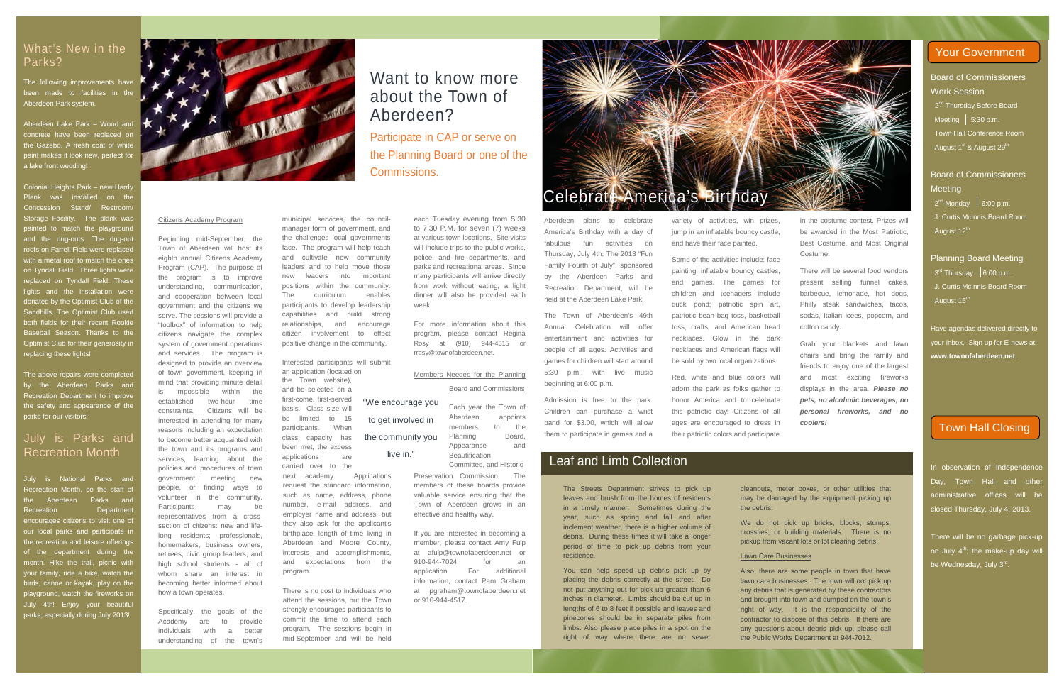## What's New in the Parks?

The following improvements have been made to facilities in the Aberdeen Park system.

Aberdeen Lake Park – Wood and concrete have been replaced on the Gazebo. A fresh coat of white paint makes it look new, perfect for a lake front wedding!

Colonial Heights Park – new Hardy Plank was installed on the Concession Stand/ Restroom/ Storage Facility. The plank was painted to match the playground and the dug-outs. The dug-out roofs on Farrell Field were replaced with a metal roof to match the ones on Tyndall Field. Three lights were replaced on Tyndall Field. These lights and the installation were donated by the Optimist Club of the Sandhills. The Optimist Club used both fields for their recent Rookie Baseball Season. Thanks to the Optimist Club for their generosity in replacing these lights!

The above repairs were completed by the Aberdeen Parks and Recreation Department to improve the safety and appearance of the parks for our visitors!

## July is Parks and Recreation Month

July is National Parks and Recreation Month, so the staff of the Aberdeen Parks and Recreation Department encourages citizens to visit one of our local parks and participate in the recreation and leisure offerings of the department during the month. Hike the trail, picnic with your family, ride a bike, watch the birds, canoe or kayak, play on the playground, watch the fireworks on July 4th! Enjoy your beautiful parks, especially during July 2013!

# Want to know more about the Town of Aberdeen?

Participate in CAP or serve on the Planning Board or one of the Commissions.

### Citizens Academy Program

Beginning mid-September, the Town of Aberdeen will host its eighth annual Citizens Academy Program (CAP). The purpose of the program is to improve understanding, communication, and cooperation between local government and the citizens we serve. The sessions will provide a "toolbox" of information to help citizens navigate the complex system of government operations and services. The program is designed to provide an overview of town government, keeping in mind that providing minute detail is impossible within the established two-hour time constraints. Citizens will be interested in attending for many reasons including an expectation to become better acquainted with the town and its programs and services, learning about the policies and procedures of town government, meeting new people, or finding ways to volunteer in the community. Participants may be representatives from a cross-section of citizens: new and life-long residents; professionals, homemakers, business owners, retirees, civic group leaders, and high school students - all of whom share an interest in becoming better informed about how a town operates.

Specifically, the goals of the Academy are to provide individuals with a better understanding of the town's municipal services, the council-manager form of government, and the challenges local governments face. The program will help teach and cultivate new community leaders and to help move those new leaders into important positions within the community. The curriculum enables participants to develop leadership capabilities and build strong relationships, and encourage citizen involvement to effect positive change in the community.

Interested participants will submit an application (located on the Town website), and be selected on a first-come, first-served basis. Class size will be limited to 15 participants. When class capacity has been met, the excess applications are carried over to the next academy. Applications request the standard information, such as name, address, phone number, e-mail address, and employer name and address, but they also ask for the applicant's birthplace, length of time living in Aberdeen and Moore County, interests and accomplishments, and expectations from the program.

There is no cost to individuals who attend the sessions, but the Town strongly encourages participants to commit the time to attend each program. The sessions begin in mid-September and will be held each Tuesday evening from 5:30 to 7:30 P.M. for seven (7) weeks at various town locations. Site visits will include trips to the public works, police, and fire departments, and parks and recreational areas. Since many participants will arrive directly from work without eating, a light dinner will also be provided each week.

For more information about this program, please contact Regina Rosy at (910) 944-4515 or rrosy@townofaberdeen.net.

"We encourage you to get involved in the community you live in."

### Members Needed for the Planning Board and Commissions

Each year the Town of Aberdeen appoints members to the Planning Board, Appearance and Beautification Committee, and Historic Preservation Commission. The members of these boards provide valuable service ensuring that the Town of Aberdeen grows in an effective and healthy way.

If you are interested in becoming a member, please contact Amy Fulp at afulp@townofaberdeen.net or 910-944-7024 for an application. For additional information, contact Pam Graham at pgraham@townofaberdeen.net or 910-944-4517.

## Celebrate America's Birthday

Aberdeen plans to celebrate America's Birthday with a day of fabulous fun activities on Thursday, July 4th. The 2013 "Fun Family Fourth of July", sponsored by the Aberdeen Parks and Recreation Department, will be held at the Aberdeen Lake Park.

The Town of Aberdeen's 49th Annual Celebration will offer entertainment and activities for people of all ages. Activities and games for children will start around 5:30 p.m., with live music beginning at 6:00 p.m.

Admission is free to the park. Children can purchase a wrist band for $3.00, which will allow them to participate in games and a variety of activities, win prizes, jump in an inflatable bouncy castle, and have their face painted.

Some of the activities include: face painting, inflatable bouncy castles, and games. The games for children and teenagers include duck pond; patriotic spin art, patriotic bean bag toss, basketball toss, crafts, and American bead necklaces. Glow in the dark necklaces and American flags will be sold by two local organizations.

Red, white and blue colors will adorn the park as folks gather to honor America and to celebrate this patriotic day! Citizens of all ages are encouraged to dress in their patriotic colors and participate in the costume contest. Prizes will be awarded in the Most Patriotic, Best Costume, and Most Original Costume.

There will be several food vendors present selling funnel cakes, barbecue, lemonade, hot dogs, Philly steak sandwiches, tacos, sodas, Italian icees, popcorn, and cotton candy.

Grab your blankets and lawn chairs and bring the family and friends to enjoy one of the largest and most exciting fireworks displays in the area. ***Please no pets, no alcoholic beverages, no personal fireworks, and no coolers!***

## Leaf and Limb Collection

The Streets Department strives to pick up leaves and brush from the homes of residents in a timely manner. Sometimes during the year, such as spring and fall and after inclement weather, there is a higher volume of debris. During these times it will take a longer period of time to pick up debris from your residence.

You can help speed up debris pick up by placing the debris correctly at the street. Do not put anything out for pick up greater than 6 inches in diameter. Limbs should be cut up in lengths of 6 to 8 feet if possible and leaves and pinecones should be in separate piles from limbs. Also please place piles in a spot on the right of way where there are no sewer cleanouts, meter boxes, or other utilities that may be damaged by the equipment picking up the debris.

We do not pick up bricks, blocks, stumps, crossties, or building materials. There is no pickup from vacant lots or lot clearing debris.

### Lawn Care Businesses

Also, there are some people in town that have lawn care businesses. The town will not pick up any debris that is generated by these contractors and brought into town and dumped on the town's right of way. It is the responsibility of the contractor to dispose of this debris. If there are any questions about debris pick up, please call the Public Works Department at 944-7012.

## Your Government

**Board of Commissioners Work Session**
2nd Thursday Before Board Meeting | 5:30 p.m.
Town Hall Conference Room
August 1st & August 29th

**Board of Commissioners Meeting**
2nd Monday | 6:00 p.m.
J. Curtis McInnis Board Room
August 12th

**Planning Board Meeting**
3rd Thursday | 6:00 p.m.
J. Curtis McInnis Board Room
August 15th

Have agendas delivered directly to your inbox. Sign up for E-news at: **www.townofaberdeen.net**.

## Town Hall Closing

In observation of Independence Day, Town Hall and other administrative offices will be closed Thursday, July 4, 2013.

There will be no garbage pick-up on July 4th; the make-up day will be Wednesday, July 3rd.